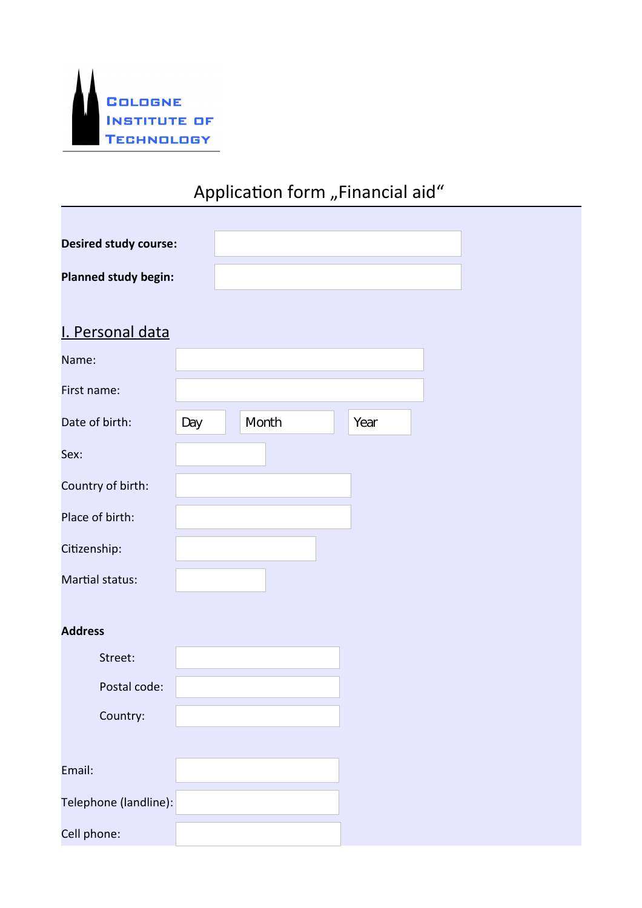Cologne Institute of Technology

# Application form „Financial aid“

**Desired study course:**

**Planned study begin:**

## I. Personal data

Name:

First name:

Date of birth: Day Month Year

Sex:

Country of birth:

Place of birth:

Citizenship:

Martial status:

**Address**

Street:

Postal code:

Country:

Email:

Telephone (landline):

Cell phone: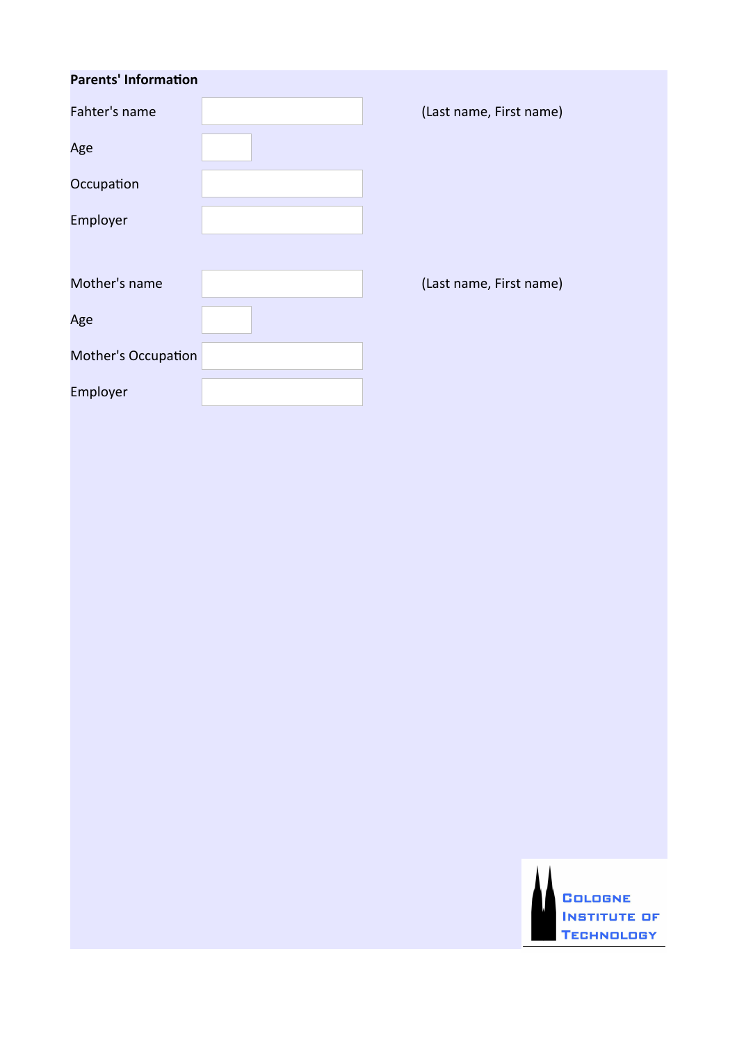**Parents' Information**

| | | |
|---|---|---|
| Fahter's name | | (Last name, First name) |
| Age | | |
| Occupation | | |
| Employer | | |
| | | |
| Mother's name | | (Last name, First name) |
| Age | | |
| Mother's Occupation | | |
| Employer | | |

Cologne Institute of Technology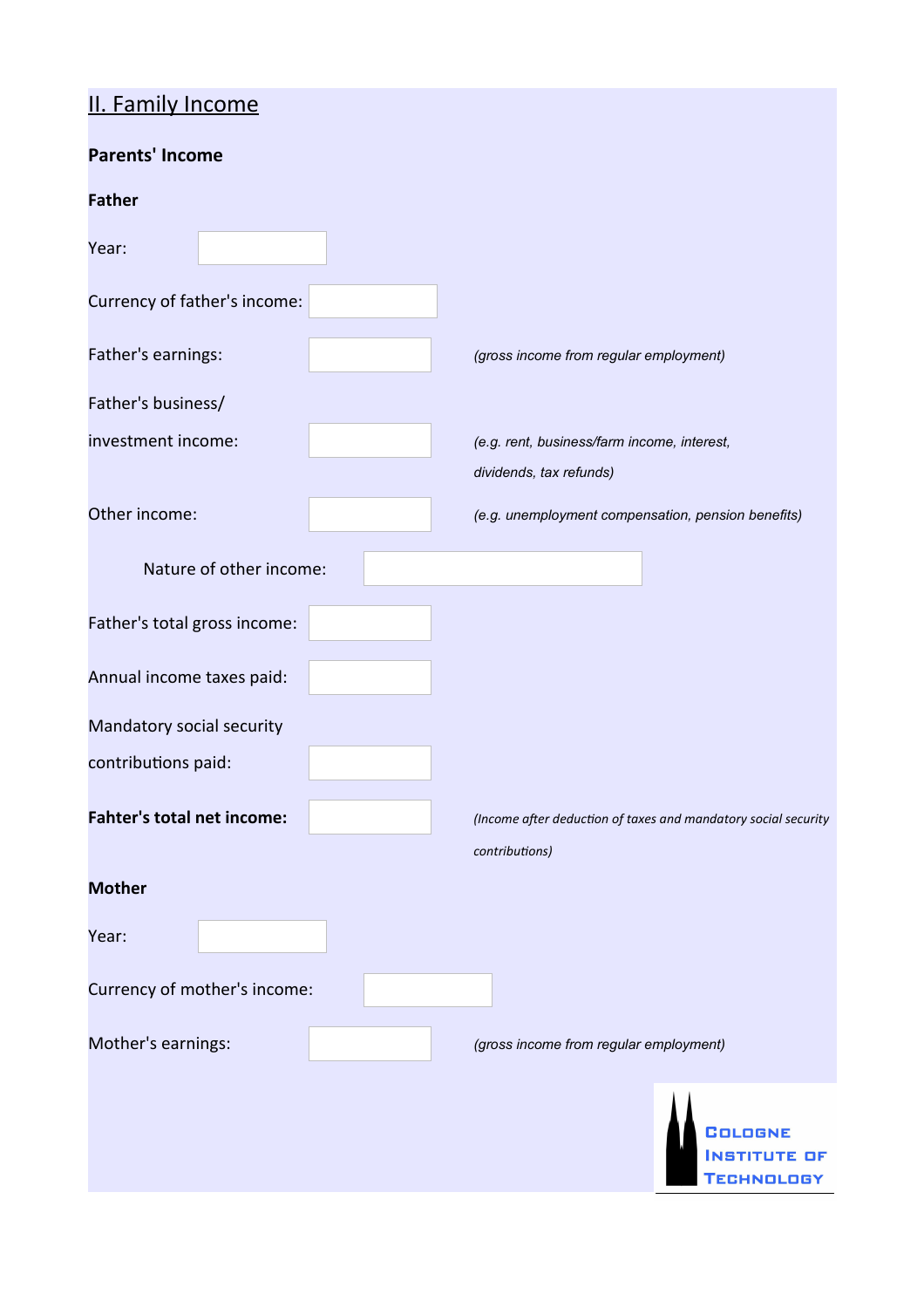## II. Family Income

**Parents' Income**

**Father**

Year:

Currency of father's income:

Father's earnings: *(gross income from regular employment)*

Father's business/ investment income: *(e.g. rent, business/farm income, interest, dividends, tax refunds)*

Other income: *(e.g. unemployment compensation, pension benefits)*

Nature of other income:

Father's total gross income:

Annual income taxes paid:

Mandatory social security contributions paid:

**Fahter's total net income:** *(Income after deduction of taxes and mandatory social security contributions)*

**Mother**

Year:

Currency of mother's income:

Mother's earnings: *(gross income from regular employment)*

Cologne Institute of Technology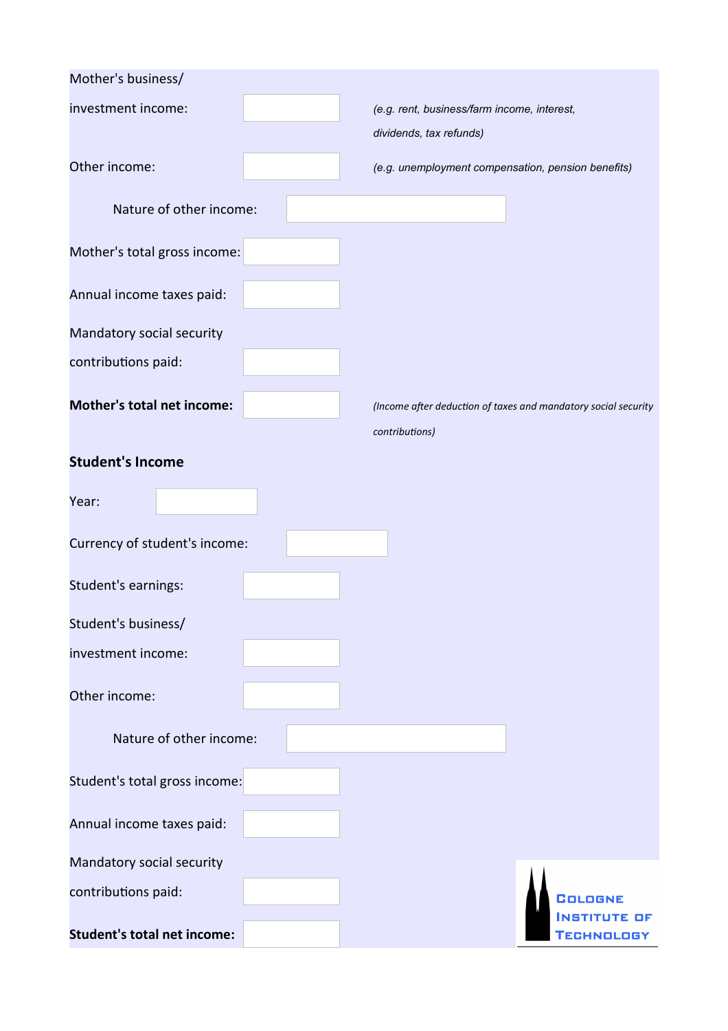Mother's business/
investment income: \_\_\_\_\_\_ *(e.g. rent, business/farm income, interest, dividends, tax refunds)*

Other income: \_\_\_\_\_\_ *(e.g. unemployment compensation, pension benefits)*

Nature of other income: \_\_\_\_\_\_

Mother's total gross income: \_\_\_\_\_\_

Annual income taxes paid: \_\_\_\_\_\_

Mandatory social security
contributions paid: \_\_\_\_\_\_

**Mother's total net income:** \_\_\_\_\_\_ *(Income after deduction of taxes and mandatory social security contributions)*

**Student's Income**

Year: \_\_\_\_\_\_

Currency of student's income: \_\_\_\_\_\_

Student's earnings: \_\_\_\_\_\_

Student's business/
investment income: \_\_\_\_\_\_

Other income: \_\_\_\_\_\_

Nature of other income: \_\_\_\_\_\_

Student's total gross income: \_\_\_\_\_\_

Annual income taxes paid: \_\_\_\_\_\_

Mandatory social security
contributions paid: \_\_\_\_\_\_

**Student's total net income:** \_\_\_\_\_\_

Cologne Institute of Technology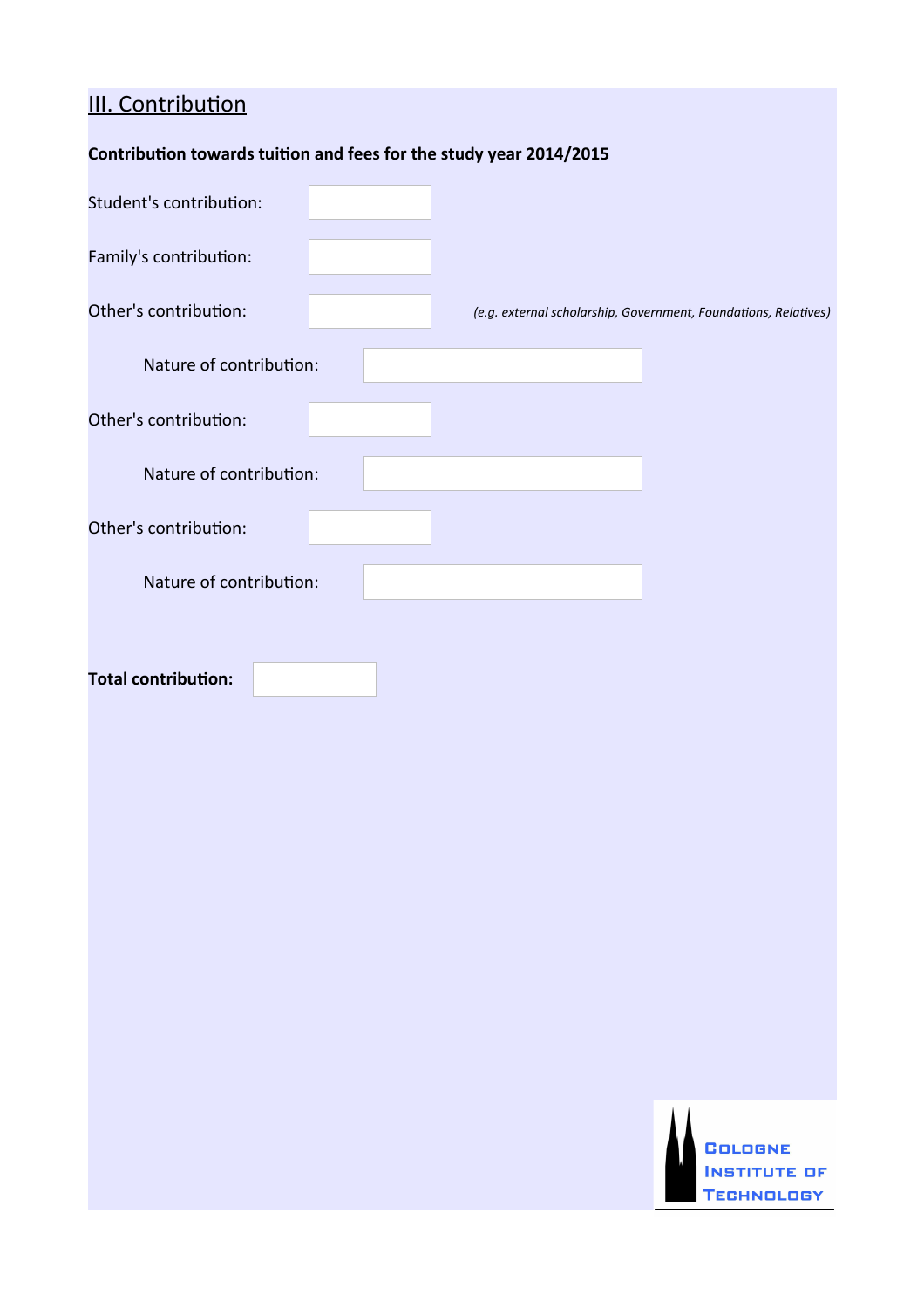## III. Contribution

**Contribution towards tuition and fees for the study year 2014/2015**

Student's contribution:

Family's contribution:

Other's contribution: *(e.g. external scholarship, Government, Foundations, Relatives)*

Nature of contribution:

Other's contribution:

Nature of contribution:

Other's contribution:

Nature of contribution:

**Total contribution:**

Cologne Institute of Technology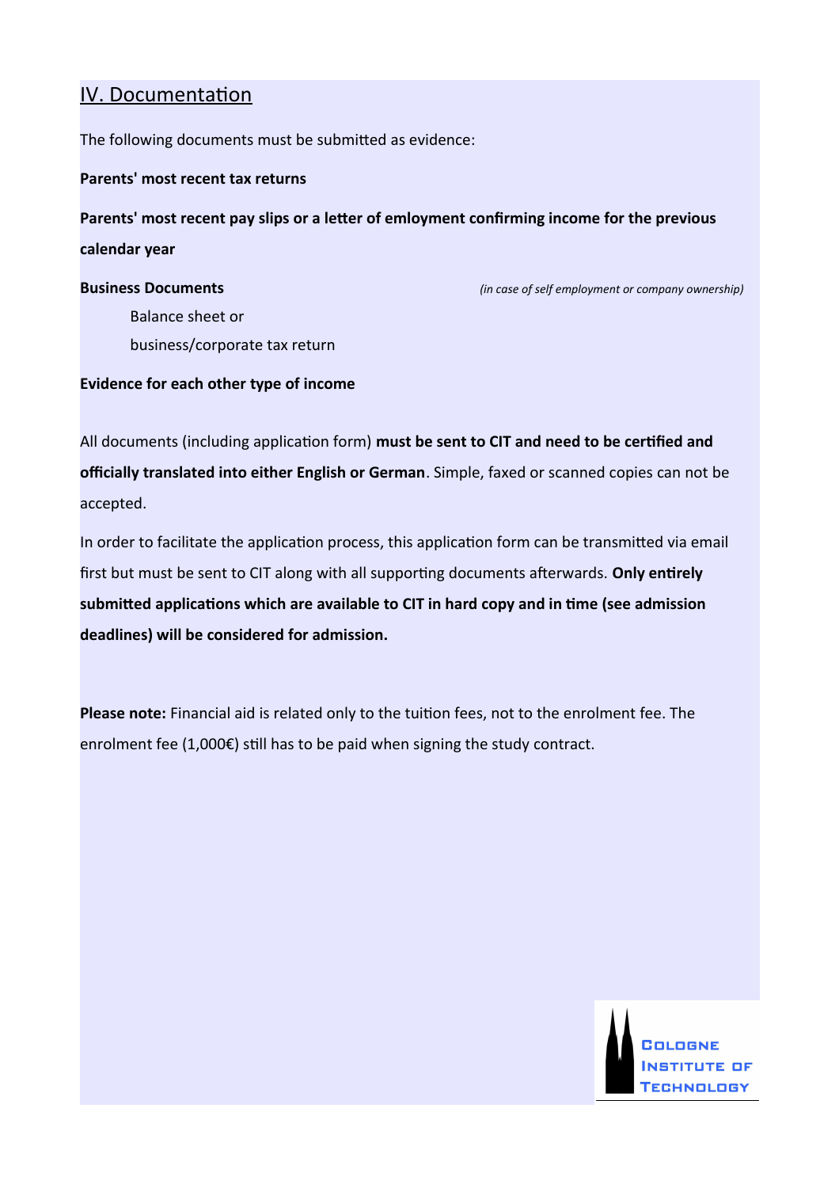## IV. Documentation

The following documents must be submitted as evidence:

**Parents' most recent tax returns**

**Parents' most recent pay slips or a letter of emloyment confirming income for the previous calendar year**

**Business Documents** *(in case of self employment or company ownership)*

Balance sheet or

business/corporate tax return

**Evidence for each other type of income**

All documents (including application form) **must be sent to CIT and need to be certified and officially translated into either English or German**. Simple, faxed or scanned copies can not be accepted.

In order to facilitate the application process, this application form can be transmitted via email first but must be sent to CIT along with all supporting documents afterwards. **Only entirely submitted applications which are available to CIT in hard copy and in time (see admission deadlines) will be considered for admission.**

**Please note:** Financial aid is related only to the tuition fees, not to the enrolment fee. The enrolment fee (1,000€) still has to be paid when signing the study contract.

Cologne Institute of Technology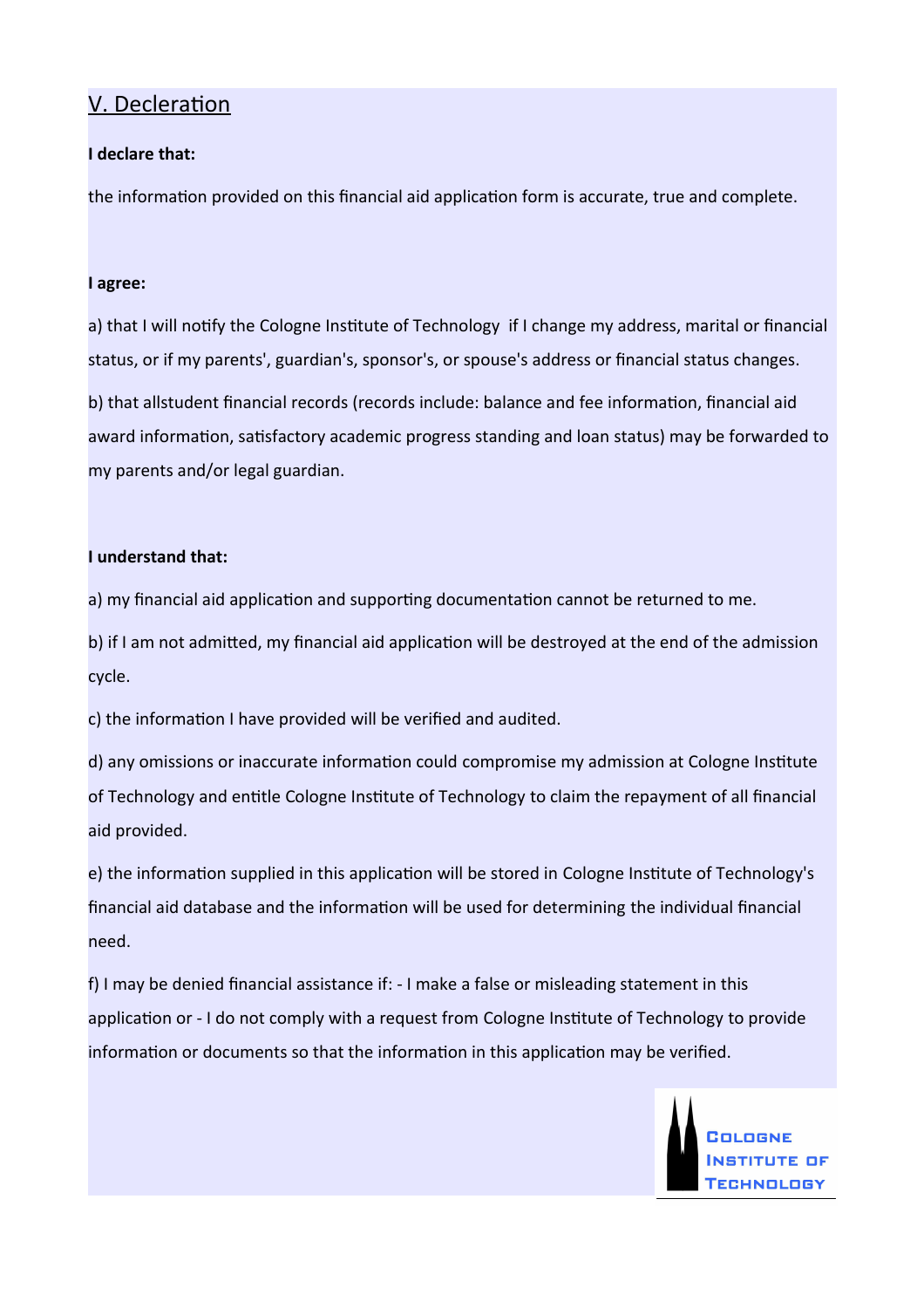## V. Decleration

**I declare that:**

the information provided on this financial aid application form is accurate, true and complete.

**I agree:**

a) that I will notify the Cologne Institute of Technology  if I change my address, marital or financial status, or if my parents', guardian's, sponsor's, or spouse's address or financial status changes.

b) that allstudent financial records (records include: balance and fee information, financial aid award information, satisfactory academic progress standing and loan status) may be forwarded to my parents and/or legal guardian.

**I understand that:**

a) my financial aid application and supporting documentation cannot be returned to me.

b) if I am not admitted, my financial aid application will be destroyed at the end of the admission cycle.

c) the information I have provided will be verified and audited.

d) any omissions or inaccurate information could compromise my admission at Cologne Institute of Technology and entitle Cologne Institute of Technology to claim the repayment of all financial aid provided.

e) the information supplied in this application will be stored in Cologne Institute of Technology's financial aid database and the information will be used for determining the individual financial need.

f) I may be denied financial assistance if: - I make a false or misleading statement in this application or - I do not comply with a request from Cologne Institute of Technology to provide information or documents so that the information in this application may be verified.

Cologne Institute of Technology